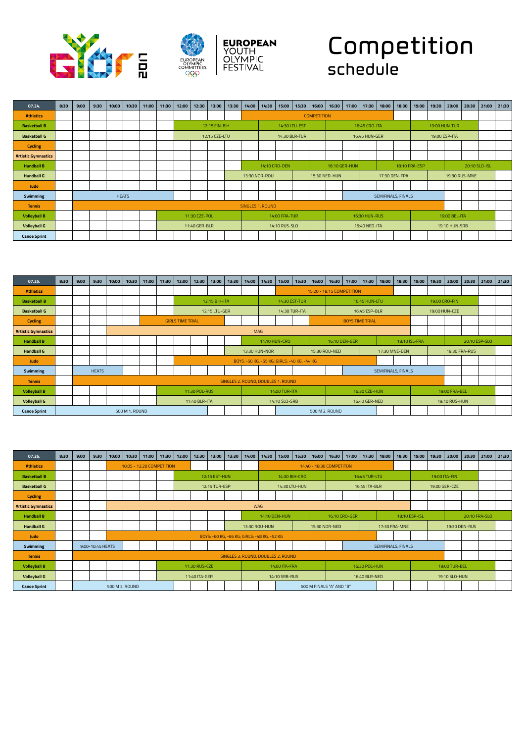# Competition schedule

EUROPEAN YOUTH OLYMPIC FESTIVAL

Győr 2017

| 07.24. | 8:30 | 9:00 | 9:30 | 10:00 | 10:30 | 11:00 | 11:30 | 12:00 | 12:30 | 13:00 | 13:30 | 14:00 | 14:30 | 15:00 | 15:30 | 16:00 | 16:30 | 17:00 | 17:30 | 18:00 | 18:30 | 19:00 | 19:30 | 20:00 | 20:30 | 21:00 | 21:30 |
|---|---|---|---|---|---|---|---|---|---|---|---|---|---|---|---|---|---|---|---|---|---|---|---|---|---|---|---|
| Athletics | | | | | | | | | | | | | | | | COMPETITION | | | | | | | | | | | |
| Basketball B | | | | | | | | | | 12:15 FIN-BIH | | | | | 14:30 LTU-EST | | | | 16:45 CRO-ITA | | | | | 19:00 HUN-TUR | | | |
| Basketball G | | | | | | | | | | 12:15 CZE-LTU | | | | | 14:30 BLR-TUR | | | | 16:45 HUN-GER | | | | | 19:00 ESP-ITA | | | |
| Cycling | | | | | | | | | | | | | | | | | | | | | | | | | | | |
| Artistic Gymnastics | | | | | | | | | | | | | | | | | | | | | | | | | | | |
| Handball B | | | | | | | | | | | | | 14:10 CRO-DEN | | | | 16:10 GER-HUN | | | | 18:10 FRA-ESP | | | | 20:10 SLO-ISL | | |
| Handball G | | | | | | | | | | | | 13:30 NOR-ROU | | | | 15:30 NED-HUN | | | | 17:30 DEN-FRA | | | | 19:30 RUS-MNE | | | |
| Judo | | | | | | | | | | | | | | | | | | | | | | | | | | | |
| Swimming | | | | | HEATS | | | | | | | | | | | | | | | SEMIFINALS, FINALS | | | | | | | |
| Tennis | | | | | | | | | | | | SINGLES 1. ROUND | | | | | | | | | | | | | | | |
| Volleyball B | | | | | | | | 11:30 CZE-POL | | | | | | 14:00 FRA-TUR | | | | | 16:30 HUN-RUS | | | | | 19:00 BEL-ITA | | | |
| Volleyball G | | | | | | | | 11:40 GER-BLR | | | | | | 14:10 RUS-SLO | | | | | 16:40 NED-ITA | | | | | 19:10 HUN-SRB | | | |
| Canoe Sprint | | | | | | | | | | | | | | | | | | | | | | | | | | | |

| 07.25. | 8:30 | 9:00 | 9:30 | 10:00 | 10:30 | 11:00 | 11:30 | 12:00 | 12:30 | 13:00 | 13:30 | 14:00 | 14:30 | 15:00 | 15:30 | 16:00 | 16:30 | 17:00 | 17:30 | 18:00 | 18:30 | 19:00 | 19:30 | 20:00 | 20:30 | 21:00 | 21:30 |
|---|---|---|---|---|---|---|---|---|---|---|---|---|---|---|---|---|---|---|---|---|---|---|---|---|---|---|---|
| Athletics | | | | | | | | | | | | | | | | 15:20 - 18:15 COMPETITION | | | | | | | | | | | |
| Basketball B | | | | | | | | | | 12:15 BIH-ITA | | | | | 14:30 EST-TUR | | | | 16:45 HUN-LTU | | | | | 19:00 CRO-FIN | | | |
| Basketball G | | | | | | | | | | 12:15 LTU-GER | | | | | 14:30 TUR-ITA | | | | 16:45 ESP-BLR | | | | | 19:00 HUN-CZE | | | |
| Cycling | | | | | | | | GIRLS TIME TRIAL | | | | | | | | | | BOYS TIME TRIAL | | | | | | | | | |
| Artistic Gymnastics | | | | | | | | | | | | MAG | | | | | | | | | | | | | | | |
| Handball B | | | | | | | | | | | | | 14:10 HUN-CRO | | | | 16:10 DEN-GER | | | | 18:10 ISL-FRA | | | | 20:10 ESP-SLO | | |
| Handball G | | | | | | | | | | | | 13:30 HUN-NOR | | | | 15:30 ROU-NED | | | | 17:30 MNE-DEN | | | | 19:30 FRA-RUS | | | |
| Judo | | | | | | | | | | | | BOYS: -50 KG, -55 KG; GIRLS: -40 KG, -44 KG | | | | | | | | | | | | | | | |
| Swimming | | | HEATS | | | | | | | | | | | | | | | | | SEMIFINALS, FINALS | | | | | | | |
| Tennis | | | | | | | | | | | | SINGLES 2. ROUND, DOUBLES 1. ROUND | | | | | | | | | | | | | | | |
| Volleyball B | | | | | | | | 11:30 POL-RUS | | | | | | 14:00 TUR-ITA | | | | | 16:30 CZE-HUN | | | | | 19:00 FRA-BEL | | | |
| Volleyball G | | | | | | | | 11:40 BLR-ITA | | | | | | 14:10 SLO-SRB | | | | | 16:40 GER-NED | | | | | 19:10 RUS-HUN | | | |
| Canoe Sprint | | | | | 500 M 1. ROUND | | | | | | | | | | | 500 M 2. ROUND | | | | | | | | | | | |

| 07.26. | 8:30 | 9:00 | 9:30 | 10:00 | 10:30 | 11:00 | 11:30 | 12:00 | 12:30 | 13:00 | 13:30 | 14:00 | 14:30 | 15:00 | 15:30 | 16:00 | 16:30 | 17:00 | 17:30 | 18:00 | 18:30 | 19:00 | 19:30 | 20:00 | 20:30 | 21:00 | 21:30 |
|---|---|---|---|---|---|---|---|---|---|---|---|---|---|---|---|---|---|---|---|---|---|---|---|---|---|---|---|
| Athletics | | | | | | 10:05 - 12:20 COMPETITION | | | | | | | | | | 14:40 - 18:30 COMPETITON | | | | | | | | | | | |
| Basketball B | | | | | | | | | | 12:15 EST-HUN | | | | | 14:30 BIH-CRO | | | | 16:45 TUR-LTU | | | | | 19:00 ITA-FIN | | | |
| Basketball G | | | | | | | | | | 12:15 TUR-ESP | | | | | 14:30 LTU-HUN | | | | 16:45 ITA-BLR | | | | | 19:00 GER-CZE | | | |
| Cycling | | | | | | | | | | | | | | | | | | | | | | | | | | | |
| Artistic Gymnastics | | | | | | | | | | | | WAG | | | | | | | | | | | | | | | |
| Handball B | | | | | | | | | | | | | 14:10 DEN-HUN | | | | 16:10 CRO-GER | | | | 18:10 ESP-ISL | | | | 20:10 FRA-SLO | | |
| Handball G | | | | | | | | | | | | 13:30 ROU-HUN | | | | 15:30 NOR-NED | | | | 17:30 FRA-MNE | | | | 19:30 DEN-RUS | | | |
| Judo | | | | | | | | | | BOYS: -60 KG, -66 KG; GIRLS: -48 KG, -52 KG | | | | | | | | | | | | | | | | | |
| Swimming | | 9:00-10:45 HEATS | | | | | | | | | | | | | | | | | | SEMIFINALS, FINALS | | | | | | | |
| Tennis | | | | | | | | | | | | SINGLES 3. ROUND, DOUBLES 2. ROUND | | | | | | | | | | | | | | | |
| Volleyball B | | | | | | | | 11:30 RUS-CZE | | | | | | 14:00 ITA-FRA | | | | | 16:30 POL-HUN | | | | | 19:00 TUR-BEL | | | |
| Volleyball G | | | | | | | | 11:40 ITA-GER | | | | | | 14:10 SRB-RUS | | | | | 16:40 BLR-NED | | | | | 19:10 SLO-HUN | | | |
| Canoe Sprint | | | | 500 M 3. ROUND | | | | | | | | | | | | 500 M FINALS "A" AND "B" | | | | | | | | | | | |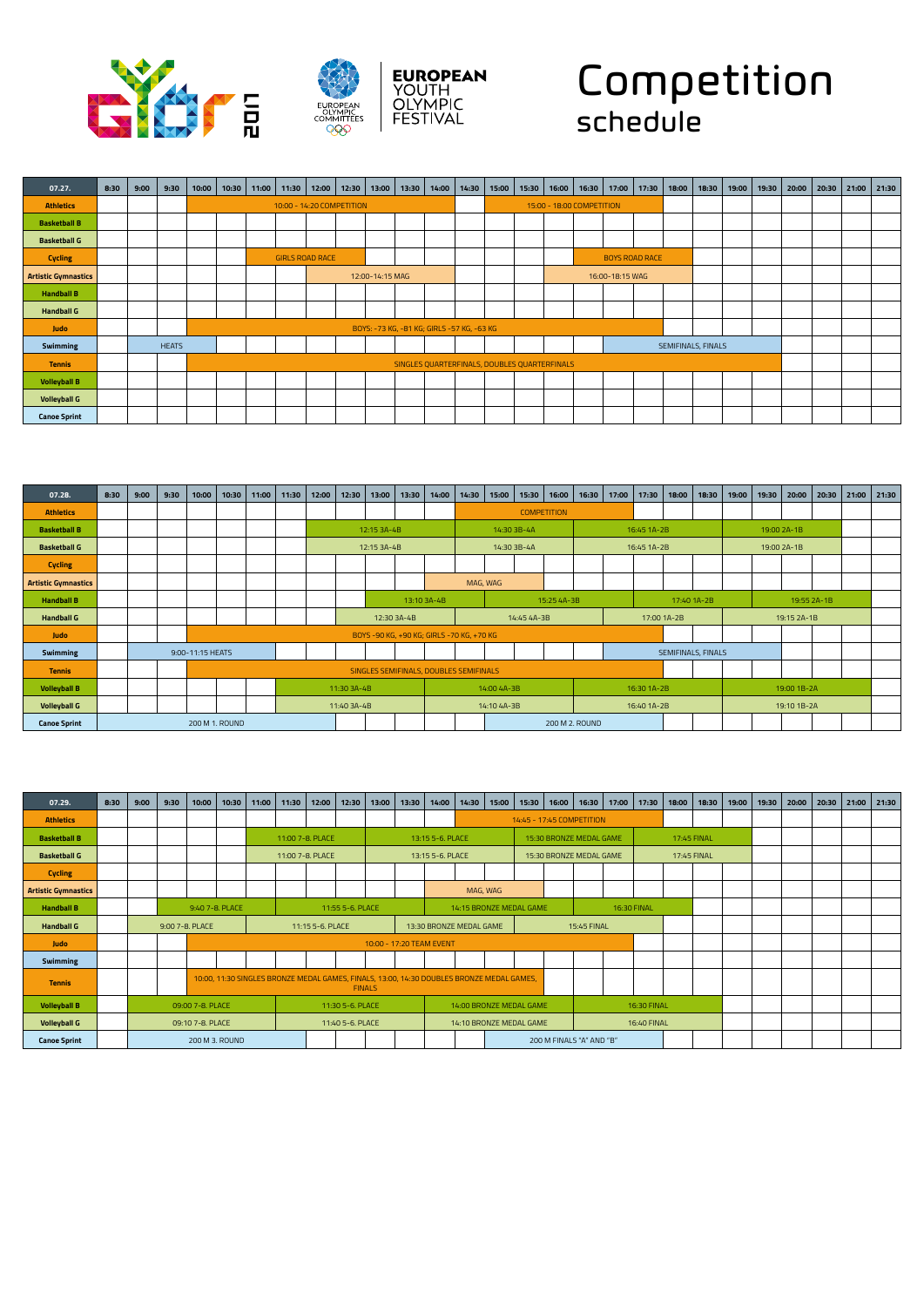# Competition schedule

EUROPEAN YOUTH OLYMPIC FESTIVAL

Győr 2017

| 07.27. | 8:30 | 9:00 | 9:30 | 10:00 | 10:30 | 11:00 | 11:30 | 12:00 | 12:30 | 13:00 | 13:30 | 14:00 | 14:30 | 15:00 | 15:30 | 16:00 | 16:30 | 17:00 | 17:30 | 18:00 | 18:30 | 19:00 | 19:30 | 20:00 | 20:30 | 21:00 | 21:30 |
|---|---|---|---|---|---|---|---|---|---|---|---|---|---|---|---|---|---|---|---|---|---|---|---|---|---|---|---|
| Athletics | | | | 10:00 - 14:20 COMPETITION | | | | | | | | | | 15:00 - 18:00 COMPETITION | | | | | | | | | | | | | |
| Basketball B | | | | | | | | | | | | | | | | | | | | | | | | | | | |
| Basketball G | | | | | | | | | | | | | | | | | | | | | | | | | | | |
| Cycling | | | | | | | GIRLS ROAD RACE | | | | | | | | | | BOYS ROAD RACE | | | | | | | | | | |
| Artistic Gymnastics | | | | | | | | 12:00-14:15 MAG | | | | | | | | 16:00-18:15 WAG | | | | | | | | | | | |
| Handball B | | | | | | | | | | | | | | | | | | | | | | | | | | | |
| Handball G | | | | | | | | | | | | | | | | | | | | | | | | | | | |
| Judo | | | | BOYS: -73 KG, -81 KG; GIRLS -57 KG, -63 KG | | | | | | | | | | | | | | | | | | | | | | | |
| Swimming | | HEATS | | | | | | | | | | | | | | | | SEMIFINALS, FINALS | | | | | | | | | |
| Tennis | | | | SINGLES QUARTERFINALS, DOUBLES QUARTERFINALS | | | | | | | | | | | | | | | | | | | | | | | |
| Volleyball B | | | | | | | | | | | | | | | | | | | | | | | | | | | |
| Volleyball G | | | | | | | | | | | | | | | | | | | | | | | | | | | |
| Canoe Sprint | | | | | | | | | | | | | | | | | | | | | | | | | | | |

| 07.28. | 8:30 | 9:00 | 9:30 | 10:00 | 10:30 | 11:00 | 11:30 | 12:00 | 12:30 | 13:00 | 13:30 | 14:00 | 14:30 | 15:00 | 15:30 | 16:00 | 16:30 | 17:00 | 17:30 | 18:00 | 18:30 | 19:00 | 19:30 | 20:00 | 20:30 | 21:00 | 21:30 |
|---|---|---|---|---|---|---|---|---|---|---|---|---|---|---|---|---|---|---|---|---|---|---|---|---|---|---|---|
| Athletics | | | | | | | | | | | | | COMPETITION | | | | | | | | | | | | | | |
| Basketball B | | | | | | | | 12:15 3A-4B | | | | | 14:30 3B-4A | | | | 16:45 1A-2B | | | | | 19:00 2A-1B | | | | | |
| Basketball G | | | | | | | | 12:15 3A-4B | | | | | 14:30 3B-4A | | | | 16:45 1A-2B | | | | | 19:00 2A-1B | | | | | |
| Cycling | | | | | | | | | | | | | | | | | | | | | | | | | | | |
| Artistic Gymnastics | | | | | | | | | | | | MAG, WAG | | | | | | | | | | | | | | | |
| Handball B | | | | | | | | | | 13:10 3A-4B | | | | 15:25 4A-3B | | | | | 17:40 1A-2B | | | | 19:55 2A-1B | | | | |
| Handball G | | | | | | | | | 12:30 3A-4B | | | | 14:45 4A-3B | | | | | 17:00 1A-2B | | | | 19:15 2A-1B | | | | | |
| Judo | | | | BOYS -90 KG, +90 KG; GIRLS -70 KG, +70 KG | | | | | | | | | | | | | | | | | | | | | | | |
| Swimming | | 9:00-11:15 HEATS | | | | | | | | | | | | | | | | SEMIFINALS, FINALS | | | | | | | | | |
| Tennis | | | | SINGLES SEMIFINALS, DOUBLES SEMIFINALS | | | | | | | | | | | | | | | | | | | | | | | |
| Volleyball B | | | | | | | 11:30 3A-4B | | | | | 14:00 4A-3B | | | | | 16:30 1A-2B | | | | | 19:00 1B-2A | | | | | |
| Volleyball G | | | | | | | 11:40 3A-4B | | | | | 14:10 4A-3B | | | | | 16:40 1A-2B | | | | | 19:10 1B-2A | | | | | |
| Canoe Sprint | 200 M 1. ROUND | | | | | | | | | | | | | 200 M 2. ROUND | | | | | | | | | | | | | |

| 07.29. | 8:30 | 9:00 | 9:30 | 10:00 | 10:30 | 11:00 | 11:30 | 12:00 | 12:30 | 13:00 | 13:30 | 14:00 | 14:30 | 15:00 | 15:30 | 16:00 | 16:30 | 17:00 | 17:30 | 18:00 | 18:30 | 19:00 | 19:30 | 20:00 | 20:30 | 21:00 | 21:30 |
|---|---|---|---|---|---|---|---|---|---|---|---|---|---|---|---|---|---|---|---|---|---|---|---|---|---|---|---|
| Athletics | | | | | | | | | | | | | 14:45 - 17:45 COMPETITION | | | | | | | | | | | | | | |
| Basketball B | | | | | | 11:00 7-8. PLACE | | | | 13:15 5-6. PLACE | | | | | 15:30 BRONZE MEDAL GAME | | | | 17:45 FINAL | | | | | | | | |
| Basketball G | | | | | | 11:00 7-8. PLACE | | | | 13:15 5-6. PLACE | | | | | 15:30 BRONZE MEDAL GAME | | | | 17:45 FINAL | | | | | | | | |
| Cycling | | | | | | | | | | | | | | | | | | | | | | | | | | | |
| Artistic Gymnastics | | | | | | | | | | | | MAG, WAG | | | | | | | | | | | | | | | |
| Handball B | | | 9:40 7-8. PLACE | | | | 11:55 5-6. PLACE | | | | | 14:15 BRONZE MEDAL GAME | | | | | 16:30 FINAL | | | | | | | | | | |
| Handball G | | 9:00 7-8. PLACE | | | | 11:15 5-6. PLACE | | | | | 13:30 BRONZE MEDAL GAME | | | | 15:45 FINAL | | | | | | | | | | | | |
| Judo | | | | 10:00 - 17:20 TEAM EVENT | | | | | | | | | | | | | | | | | | | | | | | |
| Swimming | | | | | | | | | | | | | | | | | | | | | | | | | | | |
| Tennis | | | | 10:00, 11:30 SINGLES BRONZE MEDAL GAMES, FINALS, 13:00, 14:30 DOUBLES BRONZE MEDAL GAMES, FINALS | | | | | | | | | | | | | | | | | | | | | | | |
| Volleyball B | | 09:00 7-8. PLACE | | | | | 11:30 5-6. PLACE | | | | | 14:00 BRONZE MEDAL GAME | | | | | 16:30 FINAL | | | | | | | | | | |
| Volleyball G | | 09:10 7-8. PLACE | | | | | 11:40 5-6. PLACE | | | | | 14:10 BRONZE MEDAL GAME | | | | | 16:40 FINAL | | | | | | | | | | |
| Canoe Sprint | | 200 M 3. ROUND | | | | | | | | | | | | 200 M FINALS "A" AND "B" | | | | | | | | | | | | | |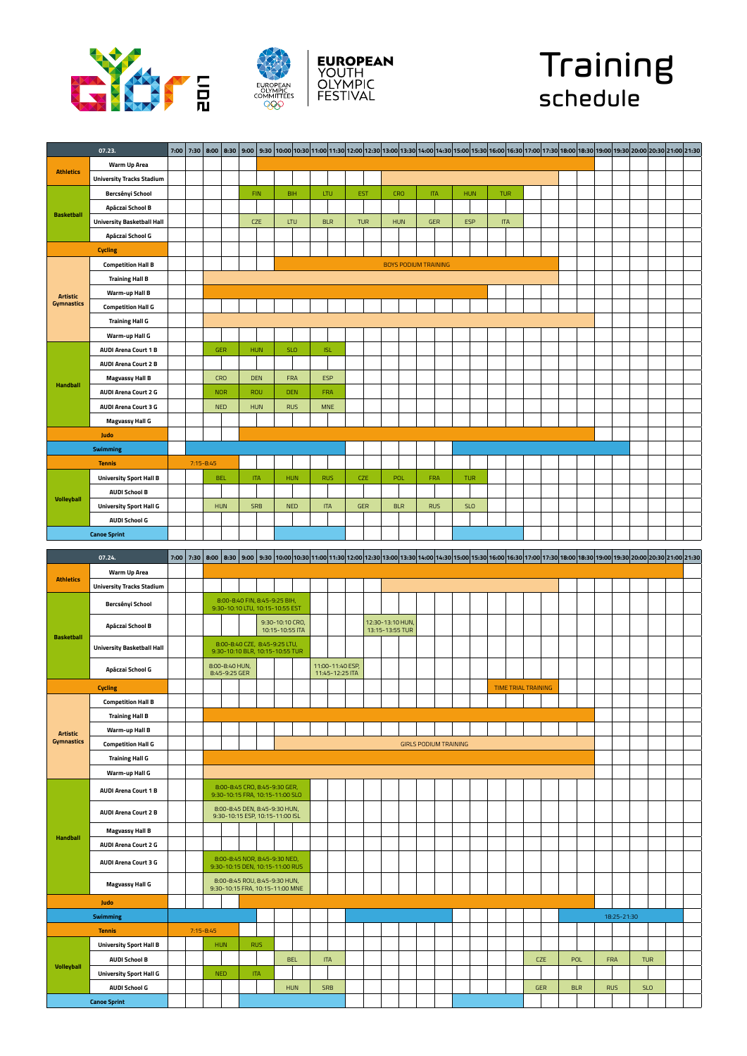# Training schedule

| 07.23. | | 7:00 | 7:30 | 8:00 | 8:30 | 9:00 | 9:30 | 10:00 | 10:30 | 11:00 | 11:30 | 12:00 | 12:30 | 13:00 | 13:30 | 14:00 | 14:30 | 15:00 | 15:30 | 16:00 | 16:30 | 17:00 | 17:30 | 18:00 | 18:30 | 19:00 | 19:30 | 20:00 | 20:30 | 21:00 | 21:30 |
|---|---|---|---|---|---|---|---|---|---|---|---|---|---|---|---|---|---|---|---|---|---|---|---|---|---|---|---|---|---|---|---|
| Athletics | Warm Up Area | | | | | | | | | | | | | | | | | | | | | | | | | | | | | | |
| | University Tracks Stadium | | | | | | | | | | | | | | | | | | | | | | | | | | | | | | |
| Basketball | Bercsényi School | | | | | FIN | | BIH | | LTU | | EST | | CRO | | ITA | | HUN | | TUR | | | | | | | | | | | |
| | Apáczai School B | | | | | | | | | | | | | | | | | | | | | | | | | | | | | | |
| | University Basketball Hall | | | | | CZE | | LTU | | BLR | | TUR | | HUN | | GER | | ESP | | ITA | | | | | | | | | | | |
| | Apáczai School G | | | | | | | | | | | | | | | | | | | | | | | | | | | | | | |
| Cycling | | | | | | | | | | | | | | | | | | | | | | | | | | | | | | | |
| Artistic Gymnastics | Competition Hall B | | | | | | | BOYS PODIUM TRAINING | | | | | | | | | | | | | | | | | | | | | | | |
| | Training Hall B | | | | | | | | | | | | | | | | | | | | | | | | | | | | | | |
| | Warm-up Hall B | | | | | | | | | | | | | | | | | | | | | | | | | | | | | | |
| | Competition Hall G | | | | | | | | | | | | | | | | | | | | | | | | | | | | | | |
| | Training Hall G | | | | | | | | | | | | | | | | | | | | | | | | | | | | | | |
| | Warm-up Hall G | | | | | | | | | | | | | | | | | | | | | | | | | | | | | | |
| Handball | AUDI Arena Court 1 B | | | GER | | HUN | | SLO | | ISL | | | | | | | | | | | | | | | | | | | | | |
| | AUDI Arena Court 2 B | | | | | | | | | | | | | | | | | | | | | | | | | | | | | | |
| | Magvassy Hall B | | | CRO | | DEN | | FRA | | ESP | | | | | | | | | | | | | | | | | | | | | |
| | AUDI Arena Court 2 G | | | NOR | | ROU | | DEN | | FRA | | | | | | | | | | | | | | | | | | | | | |
| | AUDI Arena Court 3 G | | | NED | | HUN | | RUS | | MNE | | | | | | | | | | | | | | | | | | | | | |
| | Magvassy Hall G | | | | | | | | | | | | | | | | | | | | | | | | | | | | | | |
| Judo | | | | | | | | | | | | | | | | | | | | | | | | | | | | | | | |
| Swimming | | | | | | | | | | | | | | | | | | | | | | | | | | | | | | | |
| Tennis | | 7:15-8:45 | | | | | | | | | | | | | | | | | | | | | | | | | | | | | |
| Volleyball | University Sport Hall B | | | BEL | | ITA | | HUN | | RUS | | CZE | | POL | | FRA | | TUR | | | | | | | | | | | | | |
| | AUDI School B | | | | | | | | | | | | | | | | | | | | | | | | | | | | | | |
| | University Sport Hall G | | | HUN | | SRB | | NED | | ITA | | GER | | BLR | | RUS | | SLO | | | | | | | | | | | | | |
| | AUDI School G | | | | | | | | | | | | | | | | | | | | | | | | | | | | | | |
| Canoe Sprint | | | | | | | | | | | | | | | | | | | | | | | | | | | | | | | |

| 07.24. | | 7:00 | 7:30 | 8:00 | 8:30 | 9:00 | 9:30 | 10:00 | 10:30 | 11:00 | 11:30 | 12:00 | 12:30 | 13:00 | 13:30 | 14:00 | 14:30 | 15:00 | 15:30 | 16:00 | 16:30 | 17:00 | 17:30 | 18:00 | 18:30 | 19:00 | 19:30 | 20:00 | 20:30 | 21:00 | 21:30 |
|---|---|---|---|---|---|---|---|---|---|---|---|---|---|---|---|---|---|---|---|---|---|---|---|---|---|---|---|---|---|---|---|
| Athletics | Warm Up Area | | | | | | | | | | | | | | | | | | | | | | | | | | | | | | |
| | University Tracks Stadium | | | | | | | | | | | | | | | | | | | | | | | | | | | | | | |
| Basketball | Bercsényi School | | | 8:00-8:40 FIN, 8:45-9:25 BIH, 9:30-10:10 LTU, 10:15-10:55 EST | | | | | | | | | | | | | | | | | | | | | | | | | | | |
| | Apáczai School B | | | | | | 9:30-10:10 CRO, 10:15-10:55 ITA | | | | | | 12:30-13:10 HUN, 13:15-13:55 TUR | | | | | | | | | | | | | | | | | | |
| | University Basketball Hall | | | 8:00-8:40 CZE, 8:45-9:25 LTU, 9:30-10:10 BLR, 10:15-10:55 TUR | | | | | | | | | | | | | | | | | | | | | | | | | | | |
| | Apáczai School G | | | 8:00-8:40 HUN, 8:45-9:25 GER | | | | | | 11:00-11:40 ESP, 11:45-12:25 ITA | | | | | | | | | | | | | | | | | | | | | |
| Cycling | | | | | | | | | | | | | | | | | | | | TIME TRIAL TRAINING | | | | | | | | | | | |
| Artistic Gymnastics | Competition Hall B | | | | | | | | | | | | | | | | | | | | | | | | | | | | | | |
| | Training Hall B | | | | | | | | | | | | | | | | | | | | | | | | | | | | | | |
| | Warm-up Hall B | | | | | | | | | | | | | | | | | | | | | | | | | | | | | | |
| | Competition Hall G | | | | | | | GIRLS PODIUM TRAINING | | | | | | | | | | | | | | | | | | | | | | | |
| | Training Hall G | | | | | | | | | | | | | | | | | | | | | | | | | | | | | | |
| | Warm-up Hall G | | | | | | | | | | | | | | | | | | | | | | | | | | | | | | |
| Handball | AUDI Arena Court 1 B | | | 8:00-8:45 CRO, 8:45-9:30 GER, 9:30-10:15 FRA, 10:15-11:00 SLO | | | | | | | | | | | | | | | | | | | | | | | | | | | |
| | AUDI Arena Court 2 B | | | 8:00-8:45 DEN, 8:45-9:30 HUN, 9:30-10:15 ESP, 10:15-11:00 ISL | | | | | | | | | | | | | | | | | | | | | | | | | | | |
| | Magvassy Hall B | | | | | | | | | | | | | | | | | | | | | | | | | | | | | | |
| | AUDI Arena Court 2 G | | | | | | | | | | | | | | | | | | | | | | | | | | | | | | |
| | AUDI Arena Court 3 G | | | 8:00-8:45 NOR, 8:45-9:30 NED, 9:30-10:15 DEN, 10:15-11:00 RUS | | | | | | | | | | | | | | | | | | | | | | | | | | | |
| | Magvassy Hall G | | | 8:00-8:45 ROU, 8:45-9:30 HUN, 9:30-10:15 FRA, 10:15-11:00 MNE | | | | | | | | | | | | | | | | | | | | | | | | | | | |
| Judo | | | | | | | | | | | | | | | | | | | | | | | | | | | | | | | |
| Swimming | | | | | | | | | | | | | | | | | | | | | | | | 18:25-21:30 | | | | | | | |
| Tennis | | 7:15-8:45 | | | | | | | | | | | | | | | | | | | | | | | | | | | | | |
| Volleyball | University Sport Hall B | | | HUN | | RUS | | | | | | | | | | | | | | | | | | | | | | | | | |
| | AUDI School B | | | | | | | BEL | | ITA | | | | | | | | | | | | CZE | | POL | | FRA | | TUR | | | |
| | University Sport Hall G | | | NED | | ITA | | | | | | | | | | | | | | | | | | | | | | | | | |
| | AUDI School G | | | | | | | HUN | | SRB | | | | | | | | | | | | GER | | BLR | | RUS | | SLO | | | |
| Canoe Sprint | | | | | | | | | | | | | | | | | | | | | | | | | | | | | | | |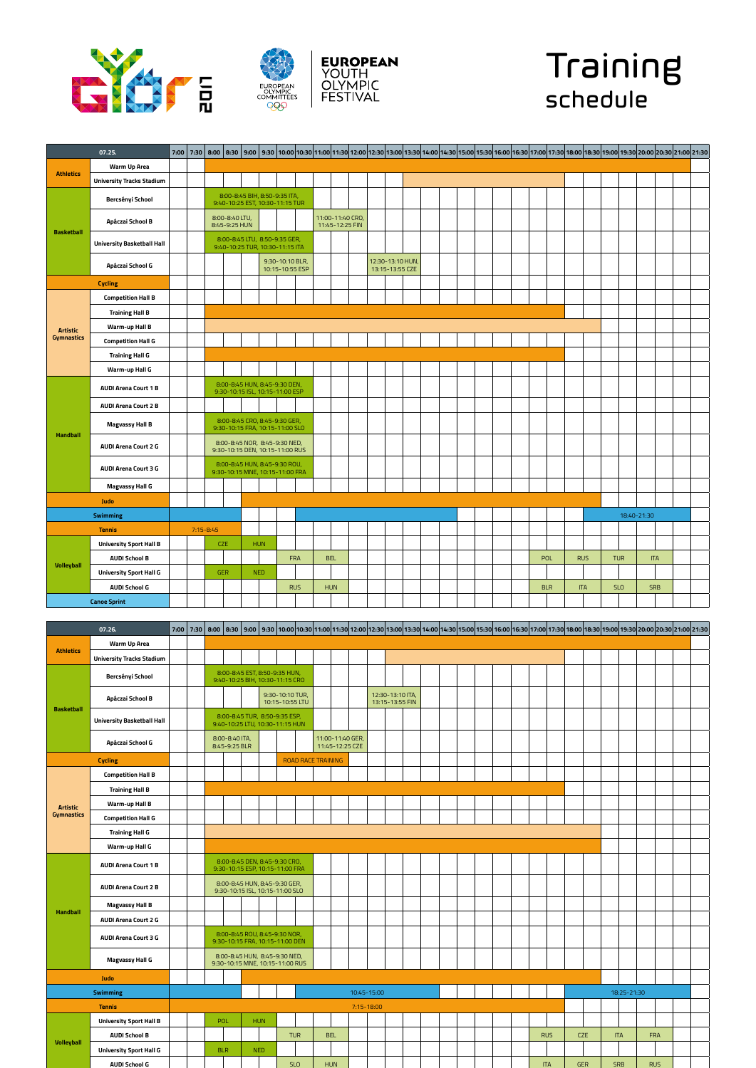# Győr 2017 — European Youth Olympic Festival

# Training schedule

| 07.25. | | 7:00 | 7:30 | 8:00 | 8:30 | 9:00 | 9:30 | 10:00 | 10:30 | 11:00 | 11:30 | 12:00 | 12:30 | 13:00 | 13:30 | 14:00 | 14:30 | 15:00 | 15:30 | 16:00 | 16:30 | 17:00 | 17:30 | 18:00 | 18:30 | 19:00 | 19:30 | 20:00 | 20:30 | 21:00 | 21:30 |
|---|---|---|---|---|---|---|---|---|---|---|---|---|---|---|---|---|---|---|---|---|---|---|---|---|---|---|---|---|---|---|---|
| Athletics | Warm Up Area | | | | | | | | | | | | | | | | | | | | | | | | | | | | | | |
| | University Tracks Stadium | | | | | | | | | | | | | | | | | | | | | | | | | | | | | | |
| Basketball | Bercsényi School | | | 8:00-8:45 BIH, 8:50-9:35 ITA, 9:40-10:25 EST, 10:30-11:15 TUR | | | | | | | | | | | | | | | | | | | | | | | | | | | |
| | Apáczai School B | | | 8:00-8:40 LTU, 8:45-9:25 HUN | | | | | | 11:00-11:40 CRO, 11:45-12:25 FIN | | | | | | | | | | | | | | | | | | | | | |
| | University Basketball Hall | | | 8:00-8:45 LTU, 8:50-9:35 GER, 9:40-10:25 TUR, 10:30-11:15 ITA | | | | | | | | | | | | | | | | | | | | | | | | | | | |
| | Apáczai School G | | | | | | 9:30-10:10 BLR, 10:15-10:55 ESP | | | | | | 12:30-13:10 HUN, 13:15-13:55 CZE | | | | | | | | | | | | | | | | | | |
| Cycling | | | | | | | | | | | | | | | | | | | | | | | | | | | | | | | |
| Artistic Gymnastics | Competition Hall B | | | | | | | | | | | | | | | | | | | | | | | | | | | | | | |
| | Training Hall B | | | | | | | | | | | | | | | | | | | | | | | | | | | | | | |
| | Warm-up Hall B | | | | | | | | | | | | | | | | | | | | | | | | | | | | | | |
| | Competition Hall G | | | | | | | | | | | | | | | | | | | | | | | | | | | | | | |
| | Training Hall G | | | | | | | | | | | | | | | | | | | | | | | | | | | | | | |
| | Warm-up Hall G | | | | | | | | | | | | | | | | | | | | | | | | | | | | | | |
| Handball | AUDI Arena Court 1 B | | | 8:00-8:45 HUN, 8:45-9:30 DEN, 9:30-10:15 ISL, 10:15-11:00 ESP | | | | | | | | | | | | | | | | | | | | | | | | | | | |
| | AUDI Arena Court 2 B | | | | | | | | | | | | | | | | | | | | | | | | | | | | | | |
| | Magvassy Hall B | | | 8:00-8:45 CRO, 8:45-9:30 GER, 9:30-10:15 FRA, 10:15-11:00 SLO | | | | | | | | | | | | | | | | | | | | | | | | | | | |
| | AUDI Arena Court 2 G | | | 8:00-8:45 NOR, 8:45-9:30 NED, 9:30-10:15 DEN, 10:15-11:00 RUS | | | | | | | | | | | | | | | | | | | | | | | | | | | |
| | AUDI Arena Court 3 G | | | 8:00-8:45 HUN, 8:45-9:30 ROU, 9:30-10:15 MNE, 10:15-11:00 FRA | | | | | | | | | | | | | | | | | | | | | | | | | | | |
| | Magvassy Hall G | | | | | | | | | | | | | | | | | | | | | | | | | | | | | | |
| Judo | | | | | | | | | | | | | | | | | | | | | | | | | | | | | | | |
| Swimming | | | | | | | | | | | | | | | | | | | | | | | | | 18:40-21:30 | | | | | | |
| Tennis | | 7:15-8:45 | | | | | | | | | | | | | | | | | | | | | | | | | | | | | |
| Volleyball | University Sport Hall B | | | CZE | | HUN | | | | | | | | | | | | | | | | | | | | | | | | | |
| | AUDI School B | | | | | | | FRA | | BEL | | | | | | | | | | | | POL | | RUS | | TUR | | ITA | | | |
| | University Sport Hall G | | | GER | | NED | | | | | | | | | | | | | | | | | | | | | | | | | |
| | AUDI School G | | | | | | | RUS | | HUN | | | | | | | | | | | | BLR | | ITA | | SLO | | SRB | | | |
| Canoe Sprint | | | | | | | | | | | | | | | | | | | | | | | | | | | | | | | |

| 07.26. | | 7:00 | 7:30 | 8:00 | 8:30 | 9:00 | 9:30 | 10:00 | 10:30 | 11:00 | 11:30 | 12:00 | 12:30 | 13:00 | 13:30 | 14:00 | 14:30 | 15:00 | 15:30 | 16:00 | 16:30 | 17:00 | 17:30 | 18:00 | 18:30 | 19:00 | 19:30 | 20:00 | 20:30 | 21:00 | 21:30 |
|---|---|---|---|---|---|---|---|---|---|---|---|---|---|---|---|---|---|---|---|---|---|---|---|---|---|---|---|---|---|---|---|
| Athletics | Warm Up Area | | | | | | | | | | | | | | | | | | | | | | | | | | | | | | |
| | University Tracks Stadium | | | | | | | | | | | | | | | | | | | | | | | | | | | | | | |
| Basketball | Bercsényi School | | | 8:00-8:45 EST, 8:50-9:35 HUN, 9:40-10:25 BIH, 10:30-11:15 CRO | | | | | | | | | | | | | | | | | | | | | | | | | | | |
| | Apáczai School B | | | | | | 9:30-10:10 TUR, 10:15-10:55 LTU | | | | | | 12:30-13:10 ITA, 13:15-13:55 FIN | | | | | | | | | | | | | | | | | | |
| | University Basketball Hall | | | 8:00-8:45 TUR, 8:50-9:35 ESP, 9:40-10:25 LTU, 10:30-11:15 HUN | | | | | | | | | | | | | | | | | | | | | | | | | | | |
| | Apáczai School G | | | 8:00-8:40 ITA, 8:45-9:25 BLR | | | | | | 11:00-11:40 GER, 11:45-12:25 CZE | | | | | | | | | | | | | | | | | | | | | |
| Cycling | | | | | | | | ROAD RACE TRAINING | | | | | | | | | | | | | | | | | | | | | | | |
| Artistic Gymnastics | Competition Hall B | | | | | | | | | | | | | | | | | | | | | | | | | | | | | | |
| | Training Hall B | | | | | | | | | | | | | | | | | | | | | | | | | | | | | | |
| | Warm-up Hall B | | | | | | | | | | | | | | | | | | | | | | | | | | | | | | |
| | Competition Hall G | | | | | | | | | | | | | | | | | | | | | | | | | | | | | | |
| | Training Hall G | | | | | | | | | | | | | | | | | | | | | | | | | | | | | | |
| | Warm-up Hall G | | | | | | | | | | | | | | | | | | | | | | | | | | | | | | |
| Handball | AUDI Arena Court 1 B | | | 8:00-8:45 DEN, 8:45-9:30 CRO, 9:30-10:15 ESP, 10:15-11:00 FRA | | | | | | | | | | | | | | | | | | | | | | | | | | | |
| | AUDI Arena Court 2 B | | | 8:00-8:45 HUN, 8:45-9:30 GER, 9:30-10:15 ISL, 10:15-11:00 SLO | | | | | | | | | | | | | | | | | | | | | | | | | | | |
| | Magvassy Hall B | | | | | | | | | | | | | | | | | | | | | | | | | | | | | | |
| | AUDI Arena Court 2 G | | | | | | | | | | | | | | | | | | | | | | | | | | | | | | |
| | AUDI Arena Court 3 G | | | 8:00-8:45 ROU, 8:45-9:30 NOR, 9:30-10:15 FRA, 10:15-11:00 DEN | | | | | | | | | | | | | | | | | | | | | | | | | | | |
| | Magvassy Hall G | | | 8:00-8:45 HUN, 8:45-9:30 NED, 9:30-10:15 MNE, 10:15-11:00 RUS | | | | | | | | | | | | | | | | | | | | | | | | | | | |
| Judo | | | | | | | | | | | | | | | | | | | | | | | | | | | | | | | |
| Swimming | | | | | | | | | | 10:45-15:00 | | | | | | | | | | | | | | 18:25-21:30 | | | | | | | |
| Tennis | | 7:15-18:00 | | | | | | | | | | | | | | | | | | | | | | | | | | | | | |
| Volleyball | University Sport Hall B | | | POL | | HUN | | | | | | | | | | | | | | | | | | | | | | | | | |
| | AUDI School B | | | | | | | TUR | | BEL | | | | | | | | | | | | RUS | | CZE | | ITA | | FRA | | | |
| | University Sport Hall G | | | BLR | | NED | | | | | | | | | | | | | | | | | | | | | | | | | |
| | AUDI School G | | | | | | | SLO | | HUN | | | | | | | | | | | | ITA | | GER | | SRB | | RUS | | | |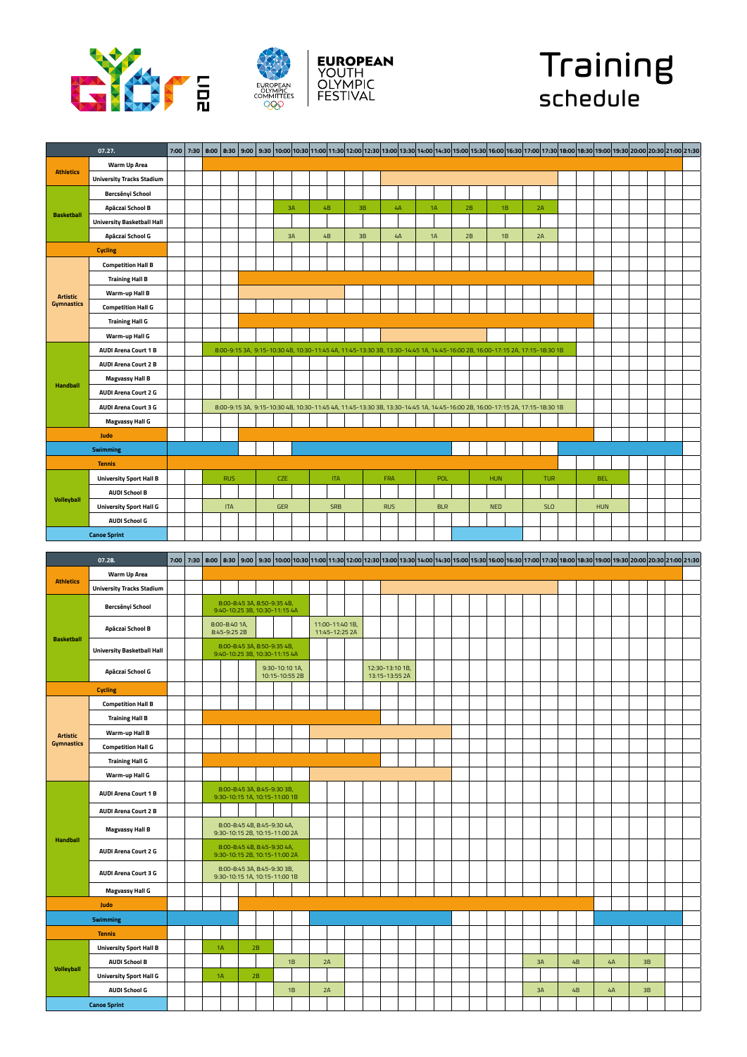# Training schedule

Győr 2017 – European Youth Olympic Festival

| Sport | 07.27. | 7:00 | 7:30 | 8:00 | 8:30 | 9:00 | 9:30 | 10:00 | 10:30 | 11:00 | 11:30 | 12:00 | 12:30 | 13:00 | 13:30 | 14:00 | 14:30 | 15:00 | 15:30 | 16:00 | 16:30 | 17:00 | 17:30 | 18:00 | 18:30 | 19:00 | 19:30 | 20:00 | 20:30 | 21:00 | 21:30 |
|---|---|---|---|---|---|---|---|---|---|---|---|---|---|---|---|---|---|---|---|---|---|---|---|---|---|---|---|---|---|---|---|
| Athletics | Warm Up Area | | | | | | | | | | | | | | | | | | | | | | | | | | | | | | |
| | University Tracks Stadium | | | | | | | | | | | | | | | | | | | | | | | | | | | | | | |
| Basketball | Bercsényi School | | | | | | | | | | | | | | | | | | | | | | | | | | | | | | |
| | Apáczai School B | | | | | | | 3A | | 4B | | 3B | | 4A | | 1A | | 2B | | 1B | | 2A | | | | | | | | | |
| | University Basketball Hall | | | | | | | | | | | | | | | | | | | | | | | | | | | | | | |
| | Apáczai School G | | | | | | | 3A | | 4B | | 3B | | 4A | | 1A | | 2B | | 1B | | 2A | | | | | | | | | |
| Cycling | | | | | | | | | | | | | | | | | | | | | | | | | | | | | | | |
| Artistic Gymnastics | Competition Hall B | | | | | | | | | | | | | | | | | | | | | | | | | | | | | | |
| | Training Hall B | | | | | | | | | | | | | | | | | | | | | | | | | | | | | | |
| | Warm-up Hall B | | | | | | | | | | | | | | | | | | | | | | | | | | | | | | |
| | Competition Hall G | | | | | | | | | | | | | | | | | | | | | | | | | | | | | | |
| | Training Hall G | | | | | | | | | | | | | | | | | | | | | | | | | | | | | | |
| | Warm-up Hall G | | | | | | | | | | | | | | | | | | | | | | | | | | | | | | |
| Handball | AUDI Arena Court 1 B | | | 8:00-9:15 3A, 9:15-10:30 4B, 10:30-11:45 4A, 11:45-13:30 3B, 13:30-14:45 1A, 14:45-16:00 2B, 16:00-17:15 2A, 17:15-18:30 1B | | | | | | | | | | | | | | | | | | | | | | | | | | | |
| | AUDI Arena Court 2 B | | | | | | | | | | | | | | | | | | | | | | | | | | | | | | |
| | Magvassy Hall B | | | | | | | | | | | | | | | | | | | | | | | | | | | | | | |
| | AUDI Arena Court 2 G | | | | | | | | | | | | | | | | | | | | | | | | | | | | | | |
| | AUDI Arena Court 3 G | | | 8:00-9:15 3A, 9:15-10:30 4B, 10:30-11:45 4A, 11:45-13:30 3B, 13:30-14:45 1A, 14:45-16:00 2B, 16:00-17:15 2A, 17:15-18:30 1B | | | | | | | | | | | | | | | | | | | | | | | | | | | |
| | Magvassy Hall G | | | | | | | | | | | | | | | | | | | | | | | | | | | | | | |
| Judo | | | | | | | | | | | | | | | | | | | | | | | | | | | | | | | |
| Swimming | | | | | | | | | | | | | | | | | | | | | | | | | | | | | | | |
| Tennis | | | | | | | | | | | | | | | | | | | | | | | | | | | | | | | |
| Volleyball | University Sport Hall B | | | RUS | | | CZE | | | ITA | | | FRA | | | POL | | | HUN | | | TUR | | | BEL | | | | | | |
| | AUDI School B | | | | | | | | | | | | | | | | | | | | | | | | | | | | | | |
| | University Sport Hall G | | | ITA | | | GER | | | SRB | | | RUS | | | BLR | | | NED | | | SLO | | | HUN | | | | | | |
| | AUDI School G | | | | | | | | | | | | | | | | | | | | | | | | | | | | | | |
| Canoe Sprint | | | | | | | | | | | | | | | | | | | | | | | | | | | | | | | |

| Sport | 07.28. | 7:00 | 7:30 | 8:00 | 8:30 | 9:00 | 9:30 | 10:00 | 10:30 | 11:00 | 11:30 | 12:00 | 12:30 | 13:00 | 13:30 | 14:00 | 14:30 | 15:00 | 15:30 | 16:00 | 16:30 | 17:00 | 17:30 | 18:00 | 18:30 | 19:00 | 19:30 | 20:00 | 20:30 | 21:00 | 21:30 |
|---|---|---|---|---|---|---|---|---|---|---|---|---|---|---|---|---|---|---|---|---|---|---|---|---|---|---|---|---|---|---|---|
| Athletics | Warm Up Area | | | | | | | | | | | | | | | | | | | | | | | | | | | | | | |
| | University Tracks Stadium | | | | | | | | | | | | | | | | | | | | | | | | | | | | | | |
| Basketball | Bercsényi School | | | 8:00-8:45 3A, 8:50-9:35 4B, 9:40-10:25 3B, 10:30-11:15 4A | | | | | | | | | | | | | | | | | | | | | | | | | | | |
| | Apáczai School B | | | 8:00-8:40 1A, 8:45-9:25 2B | | | | | | 11:00-11:40 1B, 11:45-12:25 2A | | | | | | | | | | | | | | | | | | | | | |
| | University Basketball Hall | | | 8:00-8:45 3A, 8:50-9:35 4B, 9:40-10:25 3B, 10:30-11:15 4A | | | | | | | | | | | | | | | | | | | | | | | | | | | |
| | Apáczai School G | | | | | | 9:30-10:10 1A, 10:15-10:55 2B | | | | | | 12:30-13:10 1B, 13:15-13:55 2A | | | | | | | | | | | | | | | | | | |
| Cycling | | | | | | | | | | | | | | | | | | | | | | | | | | | | | | | |
| Artistic Gymnastics | Competition Hall B | | | | | | | | | | | | | | | | | | | | | | | | | | | | | | |
| | Training Hall B | | | | | | | | | | | | | | | | | | | | | | | | | | | | | | |
| | Warm-up Hall B | | | | | | | | | | | | | | | | | | | | | | | | | | | | | | |
| | Competition Hall G | | | | | | | | | | | | | | | | | | | | | | | | | | | | | | |
| | Training Hall G | | | | | | | | | | | | | | | | | | | | | | | | | | | | | | |
| | Warm-up Hall G | | | | | | | | | | | | | | | | | | | | | | | | | | | | | | |
| Handball | AUDI Arena Court 1 B | | | 8:00-8:45 3A, 8:45-9:30 3B, 9:30-10:15 1A, 10:15-11:00 1B | | | | | | | | | | | | | | | | | | | | | | | | | | | |
| | AUDI Arena Court 2 B | | | | | | | | | | | | | | | | | | | | | | | | | | | | | | |
| | Magvassy Hall B | | | 8:00-8:45 4B, 8:45-9:30 4A, 9:30-10:15 2B, 10:15-11:00 2A | | | | | | | | | | | | | | | | | | | | | | | | | | | |
| | AUDI Arena Court 2 G | | | 8:00-8:45 4B, 8:45-9:30 4A, 9:30-10:15 2B, 10:15-11:00 2A | | | | | | | | | | | | | | | | | | | | | | | | | | | |
| | AUDI Arena Court 3 G | | | 8:00-8:45 3A, 8:45-9:30 3B, 9:30-10:15 1A, 10:15-11:00 1B | | | | | | | | | | | | | | | | | | | | | | | | | | | |
| | Magvassy Hall G | | | | | | | | | | | | | | | | | | | | | | | | | | | | | | |
| Judo | | | | | | | | | | | | | | | | | | | | | | | | | | | | | | | |
| Swimming | | | | | | | | | | | | | | | | | | | | | | | | | | | | | | | |
| Tennis | | | | | | | | | | | | | | | | | | | | | | | | | | | | | | | |
| Volleyball | University Sport Hall B | | | 1A | | 2B | | | | | | | | | | | | | | | | | | | | | | | | | |
| | AUDI School B | | | | | | | 1B | | 2A | | | | | | | | | | | | 3A | | 4B | | 4A | | 3B | | | |
| | University Sport Hall G | | | 1A | | 2B | | | | | | | | | | | | | | | | | | | | | | | | | |
| | AUDI School G | | | | | | | 1B | | 2A | | | | | | | | | | | | 3A | | 4B | | 4A | | 3B | | | |
| Canoe Sprint | | | | | | | | | | | | | | | | | | | | | | | | | | | | | | | |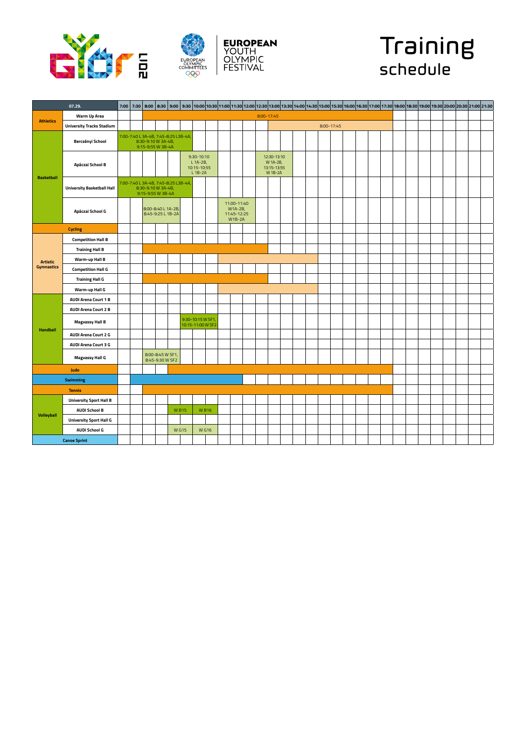# Training schedule

EUROPEAN YOUTH OLYMPIC FESTIVAL

Győr 2017

| 07.29. | | 7:00 | 7:30 | 8:00 | 8:30 | 9:00 | 9:30 | 10:00 | 10:30 | 11:00 | 11:30 | 12:00 | 12:30 | 13:00 | 13:30 | 14:00 | 14:30 | 15:00 | 15:30 | 16:00 | 16:30 | 17:00 | 17:30 | 18:00 | 18:30 | 19:00 | 19:30 | 20:00 | 20:30 | 21:00 | 21:30 |
|---|---|---|---|---|---|---|---|---|---|---|---|---|---|---|---|---|---|---|---|---|---|---|---|---|---|---|---|---|---|---|---|
| Athletics | Warm Up Area | | | 8:00-17:45 | | | | | | | | | | | | | | | | | | | | | | | | | | | |
| | University Tracks Stadium | | | | | | | | | | | | | 8:00-17:45 | | | | | | | | | | | | | | | | | |
| Basketball | Bercsényi School | 7:00-7:40 L 3A-4B, 7:45-8:25 L3B-4A, 8:30-9:10 W 3A-4B, 9:15-9:55 W 3B-4A | | | | | | | | | | | | | | | | | | | | | | | | | | | | | |
| | Apáczai School B | | | | | | 9:30-10:10 L 1A-2B, 10:15-10:55 L 1B-2A | | | | | | 12:30-13:10 W 1A-2B, 13:15-13:55 W 1B-2A | | | | | | | | | | | | | | | | | | |
| | University Basketball Hall | 7:00-7:40 L 3A-4B, 7:45-8:25 L3B-4A, 8:30-9:10 W 3A-4B, 9:15-9:55 W 3B-4A | | | | | | | | | | | | | | | | | | | | | | | | | | | | | |
| | Apáczai School G | | | 8:00-8:40 L 1A-2B, 8:45-9:25 L 1B-2A | | | | | | 11:00-11:40 W1A-2B, 11:45-12:25 W1B-2A | | | | | | | | | | | | | | | | | | | | | |
| Cycling | | | | | | | | | | | | | | | | | | | | | | | | | | | | | | | |
| Artistic Gymnastics | Competition Hall B | | | | | | | | | | | | | | | | | | | | | | | | | | | | | | |
| | Training Hall B | | | ■ | ■ | ■ | ■ | ■ | ■ | ■ | ■ | ■ | | | | | | | | | | | | | | | | | | | |
| | Warm-up Hall B | | | | | | | | | ■ | ■ | ■ | ■ | ■ | ■ | ■ | ■ | | | | | | | | | | | | | | |
| | Competition Hall G | | | | | | | | | | | | | | | | | | | | | | | | | | | | | | |
| | Training Hall G | | | ■ | ■ | ■ | ■ | ■ | ■ | ■ | ■ | ■ | | | | | | | | | | | | | | | | | | | |
| | Warm-up Hall G | | | | | | | | | ■ | ■ | ■ | ■ | ■ | ■ | ■ | ■ | | | | | | | | | | | | | | |
| Handball | AUDI Arena Court 1 B | | | | | | | | | | | | | | | | | | | | | | | | | | | | | | |
| | AUDI Arena Court 2 B | | | | | | | | | | | | | | | | | | | | | | | | | | | | | | |
| | Magvassy Hall B | | | | | | 9:30-10:15 W SF1, 10:15-11:00 W SF2 | | | | | | | | | | | | | | | | | | | | | | | | |
| | AUDI Arena Court 2 G | | | | | | | | | | | | | | | | | | | | | | | | | | | | | | |
| | AUDI Arena Court 3 G | | | | | | | | | | | | | | | | | | | | | | | | | | | | | | |
| | Magvassy Hall G | | | 8:00-8:45 W SF1, 8:45-9:30 W SF2 | | | | | | | | | | | | | | | | | | | | | | | | | | | |
| Judo | | | | | | ■ | ■ | ■ | ■ | ■ | ■ | ■ | ■ | ■ | ■ | ■ | ■ | ■ | ■ | ■ | ■ | ■ | | | | | | | | | |
| Swimming | | | ■ | ■ | ■ | ■ | ■ | ■ | ■ | ■ | ■ | | | | | | | | | | | | | | | | | | | | |
| Tennis | | | | ■ | ■ | ■ | ■ | ■ | ■ | ■ | ■ | ■ | ■ | ■ | ■ | ■ | ■ | ■ | ■ | ■ | ■ | ■ | | | | | | | | | |
| Volleyball | University Sport Hall B | | | | | | | | | | | | | | | | | | | | | | | | | | | | | | |
| | AUDI School B | | | | | W B15 | | W B16 | | | | | | | | | | | | | | | | | | | | | | | |
| | University Sport Hall G | | | | | | | | | | | | | | | | | | | | | | | | | | | | | | |
| | AUDI School G | | | | | W G15 | | W G16 | | | | | | | | | | | | | | | | | | | | | | | |
| Canoe Sprint | | | | | | | | | | | | | | | | | | | | | | | | | | | | | | | |